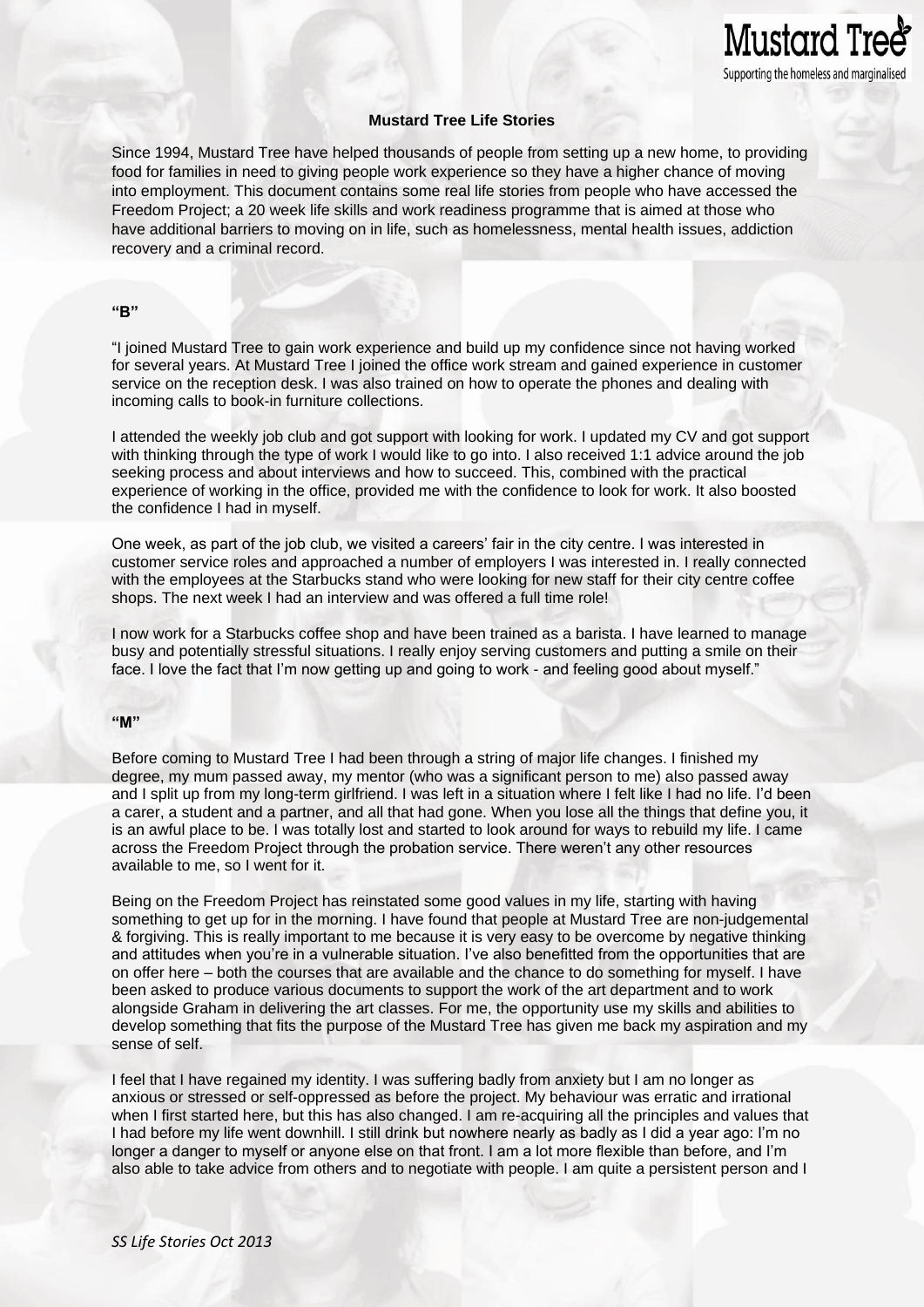Mustard Tree

Supporting the homeless and marginalised

**Mustard Tree Life Stories**

Since 1994, Mustard Tree have helped thousands of people from setting up a new home, to providing food for families in need to giving people work experience so they have a higher chance of moving into employment. This document contains some real life stories from people who have accessed the Freedom Project; a 20 week life skills and work readiness programme that is aimed at those who have additional barriers to moving on in life, such as homelessness, mental health issues, addiction recovery and a criminal record.

**"B"**

"I joined Mustard Tree to gain work experience and build up my confidence since not having worked for several years. At Mustard Tree I joined the office work stream and gained experience in customer service on the reception desk. I was also trained on how to operate the phones and dealing with incoming calls to book-in furniture collections.

I attended the weekly job club and got support with looking for work. I updated my CV and got support with thinking through the type of work I would like to go into. I also received 1:1 advice around the job seeking process and about interviews and how to succeed. This, combined with the practical experience of working in the office, provided me with the confidence to look for work. It also boosted the confidence I had in myself.

One week, as part of the job club, we visited a careers' fair in the city centre. I was interested in customer service roles and approached a number of employers I was interested in. I really connected with the employees at the Starbucks stand who were looking for new staff for their city centre coffee shops. The next week I had an interview and was offered a full time role!

I now work for a Starbucks coffee shop and have been trained as a barista. I have learned to manage busy and potentially stressful situations. I really enjoy serving customers and putting a smile on their face. I love the fact that I'm now getting up and going to work - and feeling good about myself."

**"M"**

Before coming to Mustard Tree I had been through a string of major life changes. I finished my degree, my mum passed away, my mentor (who was a significant person to me) also passed away and I split up from my long-term girlfriend. I was left in a situation where I felt like I had no life. I'd been a carer, a student and a partner, and all that had gone. When you lose all the things that define you, it is an awful place to be. I was totally lost and started to look around for ways to rebuild my life. I came across the Freedom Project through the probation service. There weren't any other resources available to me, so I went for it.

Being on the Freedom Project has reinstated some good values in my life, starting with having something to get up for in the morning. I have found that people at Mustard Tree are non-judgemental & forgiving. This is really important to me because it is very easy to be overcome by negative thinking and attitudes when you're in a vulnerable situation. I've also benefitted from the opportunities that are on offer here – both the courses that are available and the chance to do something for myself. I have been asked to produce various documents to support the work of the art department and to work alongside Graham in delivering the art classes. For me, the opportunity use my skills and abilities to develop something that fits the purpose of the Mustard Tree has given me back my aspiration and my sense of self.

I feel that I have regained my identity. I was suffering badly from anxiety but I am no longer as anxious or stressed or self-oppressed as before the project. My behaviour was erratic and irrational when I first started here, but this has also changed. I am re-acquiring all the principles and values that I had before my life went downhill. I still drink but nowhere nearly as badly as I did a year ago: I'm no longer a danger to myself or anyone else on that front. I am a lot more flexible than before, and I'm also able to take advice from others and to negotiate with people. I am quite a persistent person and I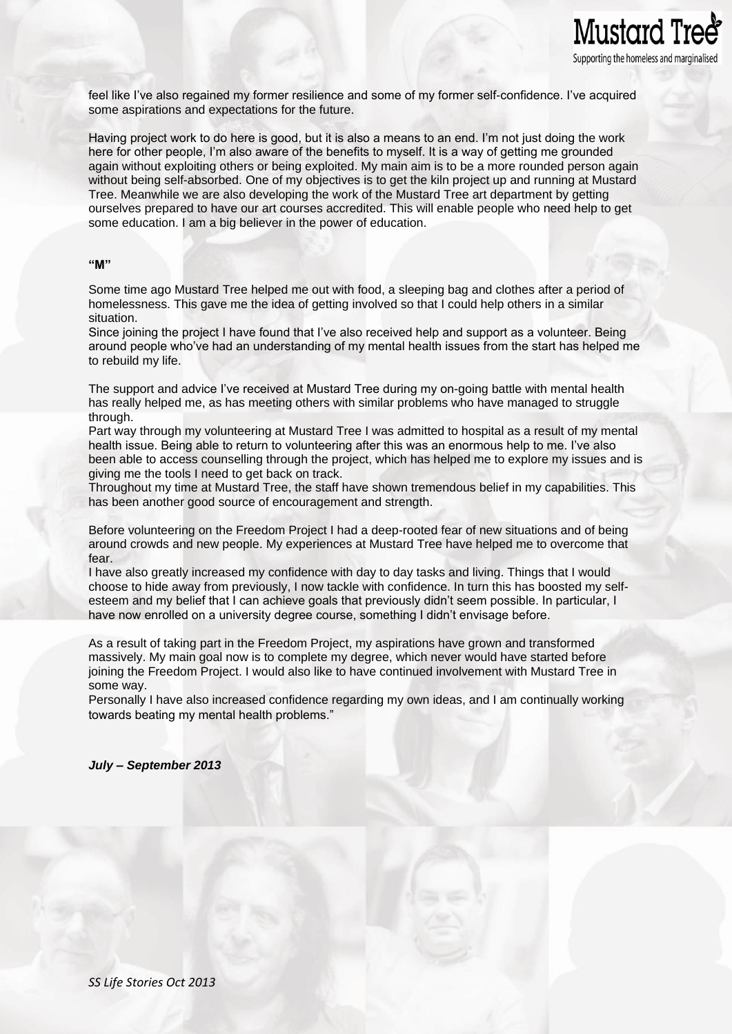feel like I've also regained my former resilience and some of my former self-confidence. I've acquired some aspirations and expectations for the future.

Having project work to do here is good, but it is also a means to an end. I'm not just doing the work here for other people, I'm also aware of the benefits to myself. It is a way of getting me grounded again without exploiting others or being exploited. My main aim is to be a more rounded person again without being self-absorbed. One of my objectives is to get the kiln project up and running at Mustard Tree. Meanwhile we are also developing the work of the Mustard Tree art department by getting ourselves prepared to have our art courses accredited. This will enable people who need help to get some education. I am a big believer in the power of education.

**"M"**

Some time ago Mustard Tree helped me out with food, a sleeping bag and clothes after a period of homelessness. This gave me the idea of getting involved so that I could help others in a similar situation.
Since joining the project I have found that I've also received help and support as a volunteer. Being around people who've had an understanding of my mental health issues from the start has helped me to rebuild my life.

The support and advice I've received at Mustard Tree during my on-going battle with mental health has really helped me, as has meeting others with similar problems who have managed to struggle through.
Part way through my volunteering at Mustard Tree I was admitted to hospital as a result of my mental health issue. Being able to return to volunteering after this was an enormous help to me. I've also been able to access counselling through the project, which has helped me to explore my issues and is giving me the tools I need to get back on track.
Throughout my time at Mustard Tree, the staff have shown tremendous belief in my capabilities. This has been another good source of encouragement and strength.

Before volunteering on the Freedom Project I had a deep-rooted fear of new situations and of being around crowds and new people. My experiences at Mustard Tree have helped me to overcome that fear.
I have also greatly increased my confidence with day to day tasks and living. Things that I would choose to hide away from previously, I now tackle with confidence. In turn this has boosted my self-esteem and my belief that I can achieve goals that previously didn't seem possible. In particular, I have now enrolled on a university degree course, something I didn't envisage before.

As a result of taking part in the Freedom Project, my aspirations have grown and transformed massively. My main goal now is to complete my degree, which never would have started before joining the Freedom Project. I would also like to have continued involvement with Mustard Tree in some way.
Personally I have also increased confidence regarding my own ideas, and I am continually working towards beating my mental health problems."

***July – September 2013***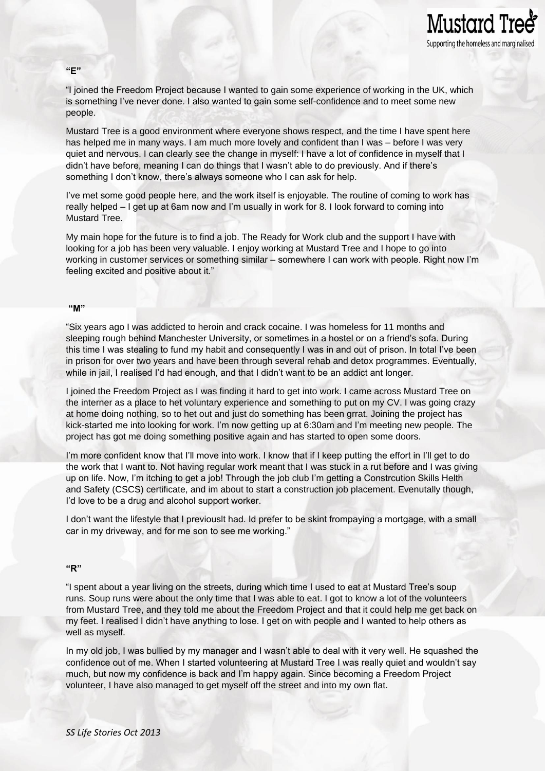**"E"**

"I joined the Freedom Project because I wanted to gain some experience of working in the UK, which is something I've never done. I also wanted to gain some self-confidence and to meet some new people.

Mustard Tree is a good environment where everyone shows respect, and the time I have spent here has helped me in many ways. I am much more lovely and confident than I was – before I was very quiet and nervous. I can clearly see the change in myself: I have a lot of confidence in myself that I didn't have before, meaning I can do things that I wasn't able to do previously. And if there's something I don't know, there's always someone who I can ask for help.

I've met some good people here, and the work itself is enjoyable. The routine of coming to work has really helped – I get up at 6am now and I'm usually in work for 8. I look forward to coming into Mustard Tree.

My main hope for the future is to find a job. The Ready for Work club and the support I have with looking for a job has been very valuable. I enjoy working at Mustard Tree and I hope to go into working in customer services or something similar – somewhere I can work with people. Right now I'm feeling excited and positive about it."

**"M"**

"Six years ago I was addicted to heroin and crack cocaine. I was homeless for 11 months and sleeping rough behind Manchester University, or sometimes in a hostel or on a friend's sofa. During this time I was stealing to fund my habit and consequently I was in and out of prison. In total I've been in prison for over two years and have been through several rehab and detox programmes. Eventually, while in jail, I realised I'd had enough, and that I didn't want to be an addict ant longer.

I joined the Freedom Project as I was finding it hard to get into work. I came across Mustard Tree on the interner as a place to het voluntary experience and something to put on my CV. I was going crazy at home doing nothing, so to het out and just do something has been grrat. Joining the project has kick-started me into looking for work. I'm now getting up at 6:30am and I'm meeting new people. The project has got me doing something positive again and has started to open some doors.

I'm more confident know that I'll move into work. I know that if I keep putting the effort in I'll get to do the work that I want to. Not having regular work meant that I was stuck in a rut before and I was giving up on life. Now, I'm itching to get a job! Through the job club I'm getting a Constrcution Skills Helth and Safety (CSCS) certificate, and im about to start a construction job placement. Evenutally though, I'd love to be a drug and alcohol support worker.

I don't want the lifestyle that I previouslt had. Id prefer to be skint frompaying a mortgage, with a small car in my driveway, and for me son to see me working."

**"R"**

"I spent about a year living on the streets, during which time I used to eat at Mustard Tree's soup runs. Soup runs were about the only time that I was able to eat. I got to know a lot of the volunteers from Mustard Tree, and they told me about the Freedom Project and that it could help me get back on my feet. I realised I didn't have anything to lose. I get on with people and I wanted to help others as well as myself.

In my old job, I was bullied by my manager and I wasn't able to deal with it very well. He squashed the confidence out of me. When I started volunteering at Mustard Tree I was really quiet and wouldn't say much, but now my confidence is back and I'm happy again. Since becoming a Freedom Project volunteer, I have also managed to get myself off the street and into my own flat.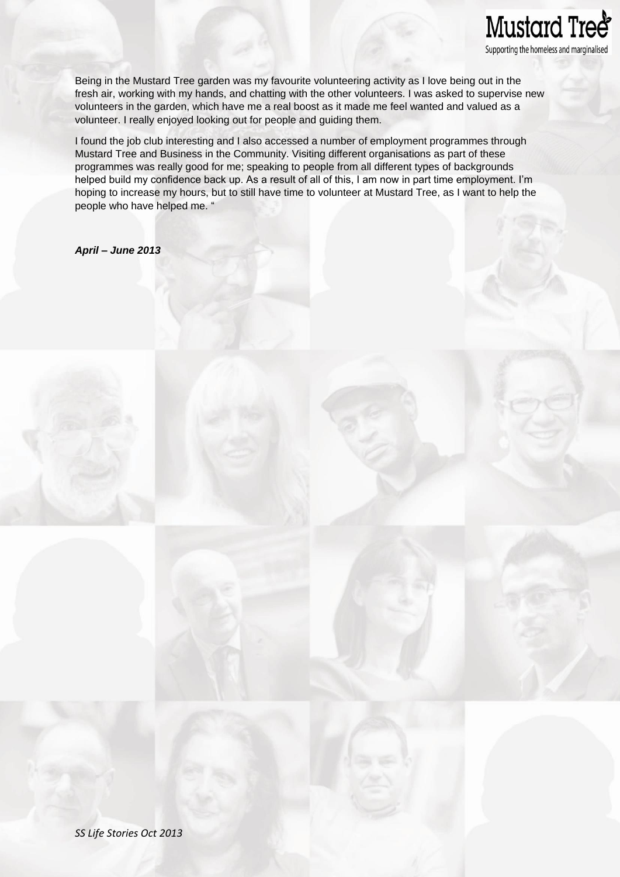Being in the Mustard Tree garden was my favourite volunteering activity as I love being out in the fresh air, working with my hands, and chatting with the other volunteers. I was asked to supervise new volunteers in the garden, which have me a real boost as it made me feel wanted and valued as a volunteer. I really enjoyed looking out for people and guiding them.

I found the job club interesting and I also accessed a number of employment programmes through Mustard Tree and Business in the Community. Visiting different organisations as part of these programmes was really good for me; speaking to people from all different types of backgrounds helped build my confidence back up. As a result of all of this, I am now in part time employment. I'm hoping to increase my hours, but to still have time to volunteer at Mustard Tree, as I want to help the people who have helped me. "

***April – June 2013***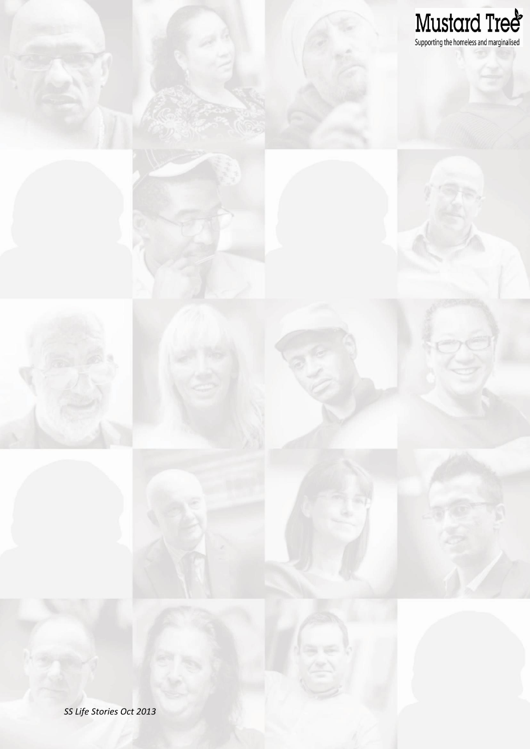Mustard Tree

Supporting the homeless and marginalised

*SS Life Stories Oct 2013*